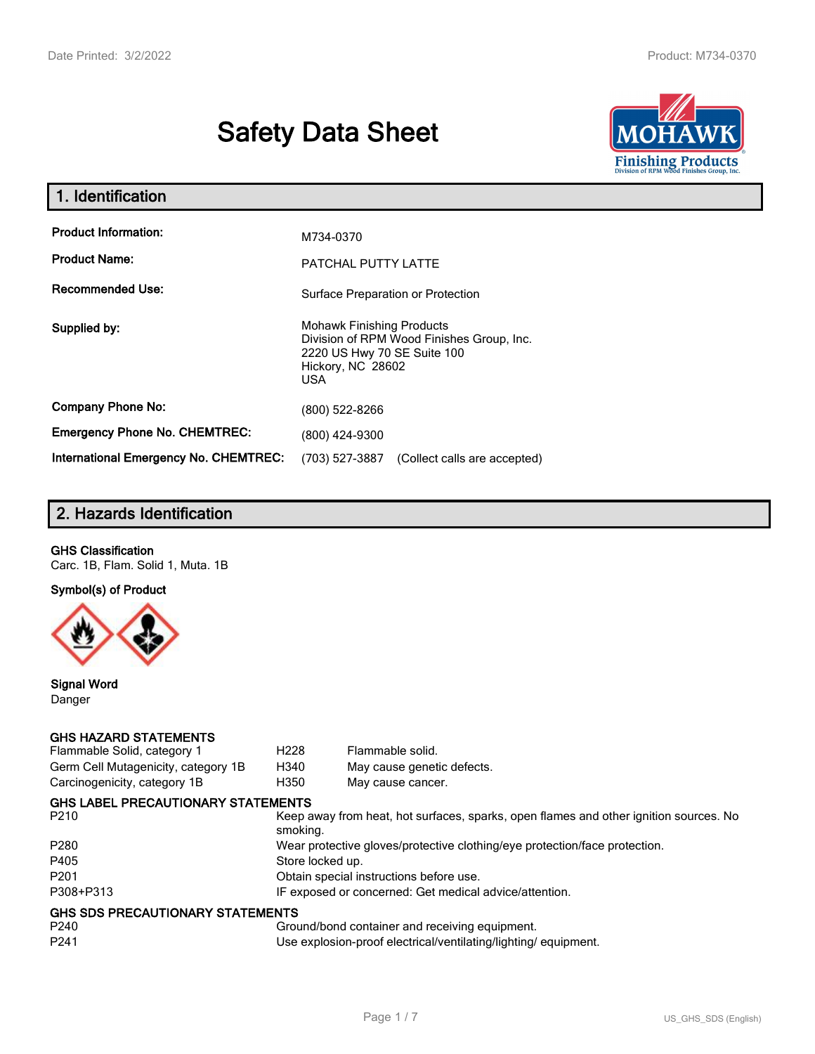# Safety Data Sheet

## 1. Identification

| | |
|---|---|
| **Product Information:** | M734-0370 |
| **Product Name:** | PATCHAL PUTTY LATTE |
| **Recommended Use:** | Surface Preparation or Protection |
| **Supplied by:** | Mohawk Finishing Products<br>Division of RPM Wood Finishes Group, Inc.<br>2220 US Hwy 70 SE Suite 100<br>Hickory, NC 28602<br>USA |
| **Company Phone No:** | (800) 522-8266 |
| **Emergency Phone No. CHEMTREC:** | (800) 424-9300 |
| **International Emergency No. CHEMTREC:** | (703) 527-3887 (Collect calls are accepted) |

## 2. Hazards Identification

**GHS Classification**

Carc. 1B, Flam. Solid 1, Muta. 1B

**Symbol(s) of Product**

**Signal Word**

Danger

**GHS HAZARD STATEMENTS**

| | | |
|---|---|---|
| Flammable Solid, category 1 | H228 | Flammable solid. |
| Germ Cell Mutagenicity, category 1B | H340 | May cause genetic defects. |
| Carcinogenicity, category 1B | H350 | May cause cancer. |

**GHS LABEL PRECAUTIONARY STATEMENTS**

| | |
|---|---|
| P210 | Keep away from heat, hot surfaces, sparks, open flames and other ignition sources. No smoking. |
| P280 | Wear protective gloves/protective clothing/eye protection/face protection. |
| P405 | Store locked up. |
| P201 | Obtain special instructions before use. |
| P308+P313 | IF exposed or concerned: Get medical advice/attention. |

**GHS SDS PRECAUTIONARY STATEMENTS**

| | |
|---|---|
| P240 | Ground/bond container and receiving equipment. |
| P241 | Use explosion-proof electrical/ventilating/lighting/ equipment. |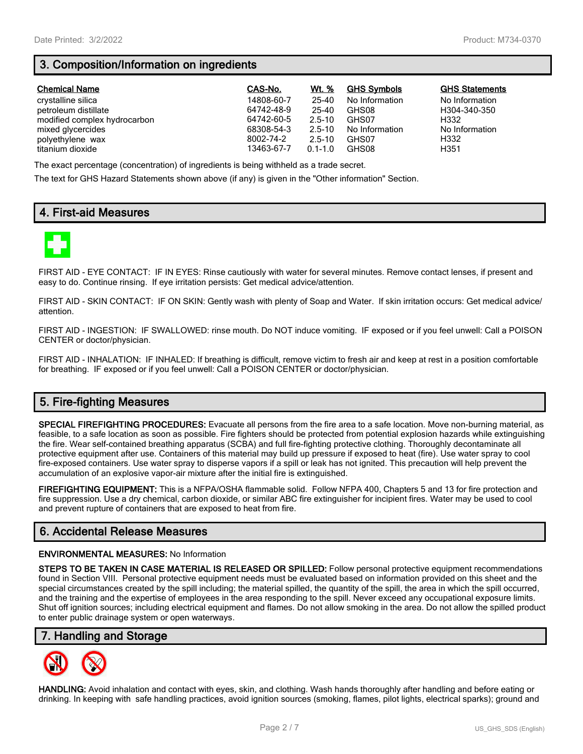## 3. Composition/Information on ingredients

| Chemical Name | CAS-No. | Wt. % | GHS Symbols | GHS Statements |
|---|---|---|---|---|
| crystalline silica | 14808-60-7 | 25-40 | No Information | No Information |
| petroleum distillate | 64742-48-9 | 25-40 | GHS08 | H304-340-350 |
| modified complex hydrocarbon | 64742-60-5 | 2.5-10 | GHS07 | H332 |
| mixed glycercides | 68308-54-3 | 2.5-10 | No Information | No Information |
| polyethylene wax | 8002-74-2 | 2.5-10 | GHS07 | H332 |
| titanium dioxide | 13463-67-7 | 0.1-1.0 | GHS08 | H351 |

The exact percentage (concentration) of ingredients is being withheld as a trade secret.

The text for GHS Hazard Statements shown above (if any) is given in the "Other information" Section.

## 4. First-aid Measures

FIRST AID - EYE CONTACT: IF IN EYES: Rinse cautiously with water for several minutes. Remove contact lenses, if present and easy to do. Continue rinsing. If eye irritation persists: Get medical advice/attention.

FIRST AID - SKIN CONTACT: IF ON SKIN: Gently wash with plenty of Soap and Water. If skin irritation occurs: Get medical advice/attention.

FIRST AID - INGESTION: IF SWALLOWED: rinse mouth. Do NOT induce vomiting. IF exposed or if you feel unwell: Call a POISON CENTER or doctor/physician.

FIRST AID - INHALATION: IF INHALED: If breathing is difficult, remove victim to fresh air and keep at rest in a position comfortable for breathing. IF exposed or if you feel unwell: Call a POISON CENTER or doctor/physician.

## 5. Fire-fighting Measures

**SPECIAL FIREFIGHTING PROCEDURES:** Evacuate all persons from the fire area to a safe location. Move non-burning material, as feasible, to a safe location as soon as possible. Fire fighters should be protected from potential explosion hazards while extinguishing the fire. Wear self-contained breathing apparatus (SCBA) and full fire-fighting protective clothing. Thoroughly decontaminate all protective equipment after use. Containers of this material may build up pressure if exposed to heat (fire). Use water spray to cool fire-exposed containers. Use water spray to disperse vapors if a spill or leak has not ignited. This precaution will help prevent the accumulation of an explosive vapor-air mixture after the initial fire is extinguished.

**FIREFIGHTING EQUIPMENT:** This is a NFPA/OSHA flammable solid. Follow NFPA 400, Chapters 5 and 13 for fire protection and fire suppression. Use a dry chemical, carbon dioxide, or similar ABC fire extinguisher for incipient fires. Water may be used to cool and prevent rupture of containers that are exposed to heat from fire.

## 6. Accidental Release Measures

**ENVIRONMENTAL MEASURES:** No Information

**STEPS TO BE TAKEN IN CASE MATERIAL IS RELEASED OR SPILLED:** Follow personal protective equipment recommendations found in Section VIII. Personal protective equipment needs must be evaluated based on information provided on this sheet and the special circumstances created by the spill including; the material spilled, the quantity of the spill, the area in which the spill occurred, and the training and the expertise of employees in the area responding to the spill. Never exceed any occupational exposure limits. Shut off ignition sources; including electrical equipment and flames. Do not allow smoking in the area. Do not allow the spilled product to enter public drainage system or open waterways.

## 7. Handling and Storage

**HANDLING:** Avoid inhalation and contact with eyes, skin, and clothing. Wash hands thoroughly after handling and before eating or drinking. In keeping with safe handling practices, avoid ignition sources (smoking, flames, pilot lights, electrical sparks); ground and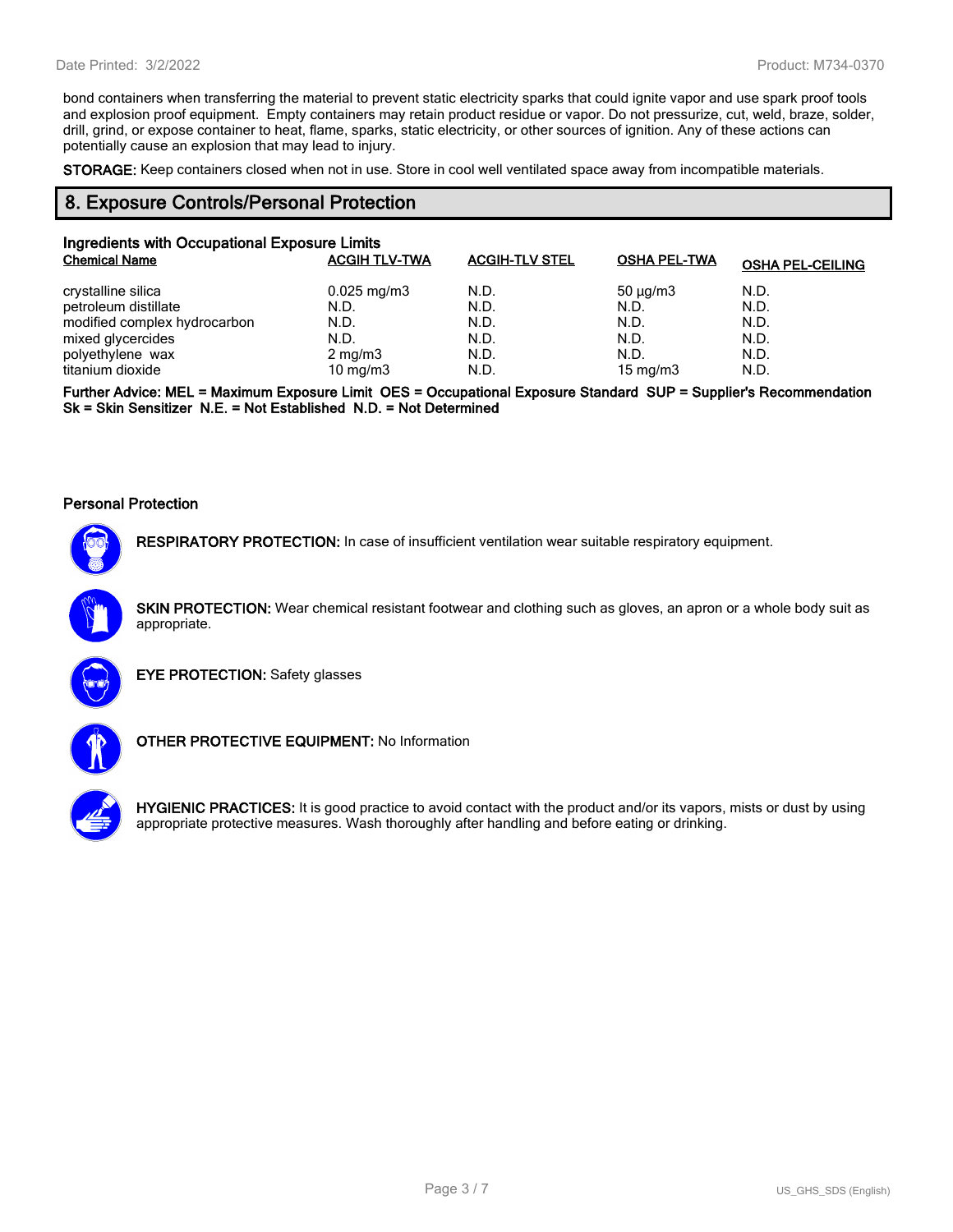bond containers when transferring the material to prevent static electricity sparks that could ignite vapor and use spark proof tools and explosion proof equipment. Empty containers may retain product residue or vapor. Do not pressurize, cut, weld, braze, solder, drill, grind, or expose container to heat, flame, sparks, static electricity, or other sources of ignition. Any of these actions can potentially cause an explosion that may lead to injury.

**STORAGE:** Keep containers closed when not in use. Store in cool well ventilated space away from incompatible materials.

## 8. Exposure Controls/Personal Protection

### Ingredients with Occupational Exposure Limits

| Chemical Name | ACGIH TLV-TWA | ACGIH-TLV STEL | OSHA PEL-TWA | OSHA PEL-CEILING |
|---|---|---|---|---|
| crystalline silica | 0.025 mg/m3 | N.D. | 50 µg/m3 | N.D. |
| petroleum distillate | N.D. | N.D. | N.D. | N.D. |
| modified complex hydrocarbon | N.D. | N.D. | N.D. | N.D. |
| mixed glycercides | N.D. | N.D. | N.D. | N.D. |
| polyethylene wax | 2 mg/m3 | N.D. | N.D. | N.D. |
| titanium dioxide | 10 mg/m3 | N.D. | 15 mg/m3 | N.D. |

**Further Advice: MEL = Maximum Exposure Limit OES = Occupational Exposure Standard SUP = Supplier's Recommendation Sk = Skin Sensitizer N.E. = Not Established N.D. = Not Determined**

### Personal Protection

**RESPIRATORY PROTECTION:** In case of insufficient ventilation wear suitable respiratory equipment.

**SKIN PROTECTION:** Wear chemical resistant footwear and clothing such as gloves, an apron or a whole body suit as appropriate.

**EYE PROTECTION:** Safety glasses

**OTHER PROTECTIVE EQUIPMENT:** No Information

**HYGIENIC PRACTICES:** It is good practice to avoid contact with the product and/or its vapors, mists or dust by using appropriate protective measures. Wash thoroughly after handling and before eating or drinking.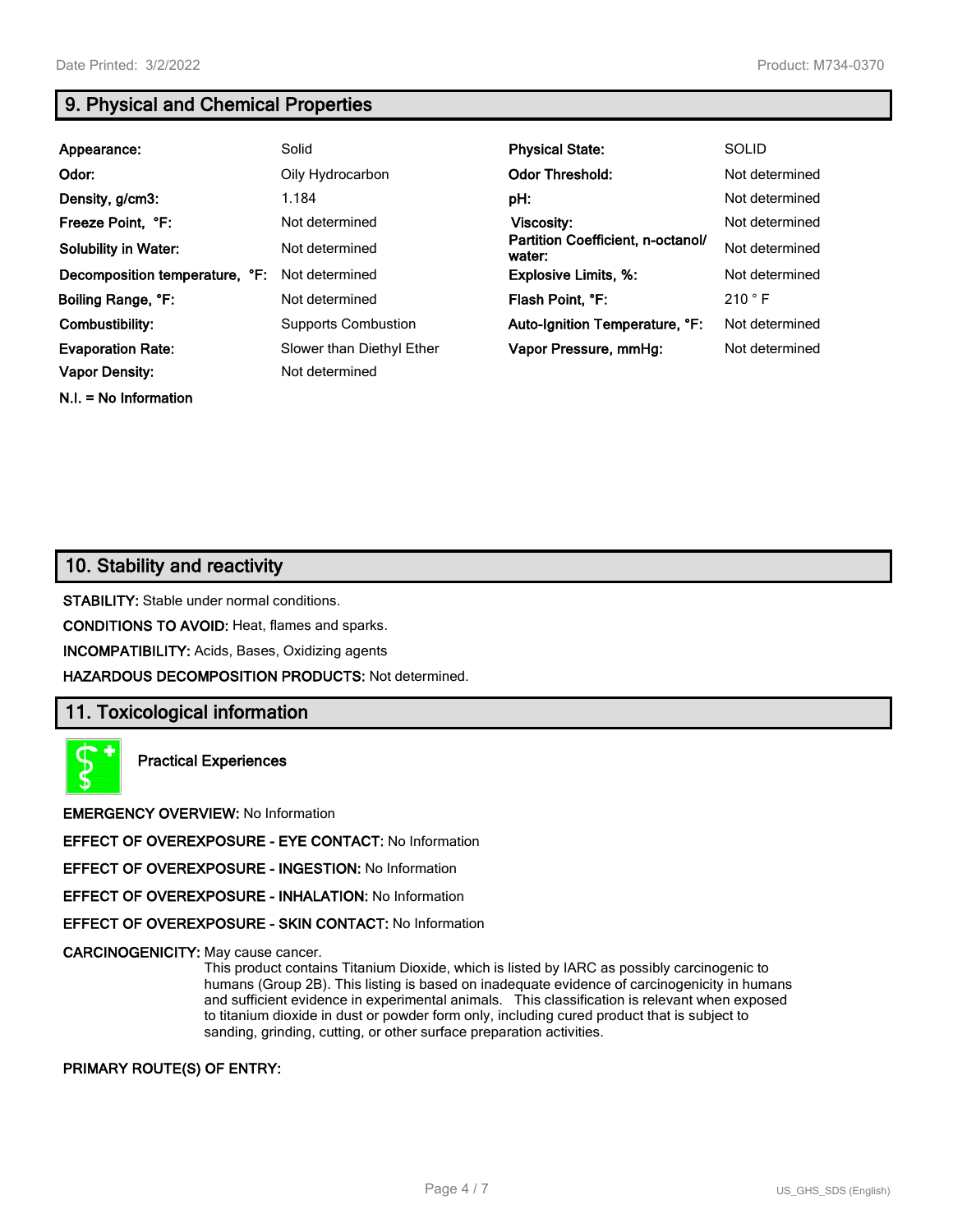## 9. Physical and Chemical Properties

| | | | |
|---|---|---|---|
| **Appearance:** | Solid | **Physical State:** | SOLID |
| **Odor:** | Oily Hydrocarbon | **Odor Threshold:** | Not determined |
| **Density, g/cm3:** | 1.184 | **pH:** | Not determined |
| **Freeze Point, °F:** | Not determined | **Viscosity:** | Not determined |
| **Solubility in Water:** | Not determined | **Partition Coefficient, n-octanol/ water:** | Not determined |
| **Decomposition temperature, °F:** | Not determined | **Explosive Limits, %:** | Not determined |
| **Boiling Range, °F:** | Not determined | **Flash Point, °F:** | 210 ° F |
| **Combustibility:** | Supports Combustion | **Auto-Ignition Temperature, °F:** | Not determined |
| **Evaporation Rate:** | Slower than Diethyl Ether | **Vapor Pressure, mmHg:** | Not determined |
| **Vapor Density:** | Not determined | | |

**N.I. = No Information**

## 10. Stability and reactivity

**STABILITY:** Stable under normal conditions.

**CONDITIONS TO AVOID:** Heat, flames and sparks.

**INCOMPATIBILITY:** Acids, Bases, Oxidizing agents

**HAZARDOUS DECOMPOSITION PRODUCTS:** Not determined.

## 11. Toxicological information

**Practical Experiences**

**EMERGENCY OVERVIEW:** No Information

**EFFECT OF OVEREXPOSURE - EYE CONTACT:** No Information

**EFFECT OF OVEREXPOSURE - INGESTION:** No Information

**EFFECT OF OVEREXPOSURE - INHALATION:** No Information

**EFFECT OF OVEREXPOSURE - SKIN CONTACT:** No Information

**CARCINOGENICITY:** May cause cancer.
This product contains Titanium Dioxide, which is listed by IARC as possibly carcinogenic to humans (Group 2B). This listing is based on inadequate evidence of carcinogenicity in humans and sufficient evidence in experimental animals. This classification is relevant when exposed to titanium dioxide in dust or powder form only, including cured product that is subject to sanding, grinding, cutting, or other surface preparation activities.

**PRIMARY ROUTE(S) OF ENTRY:**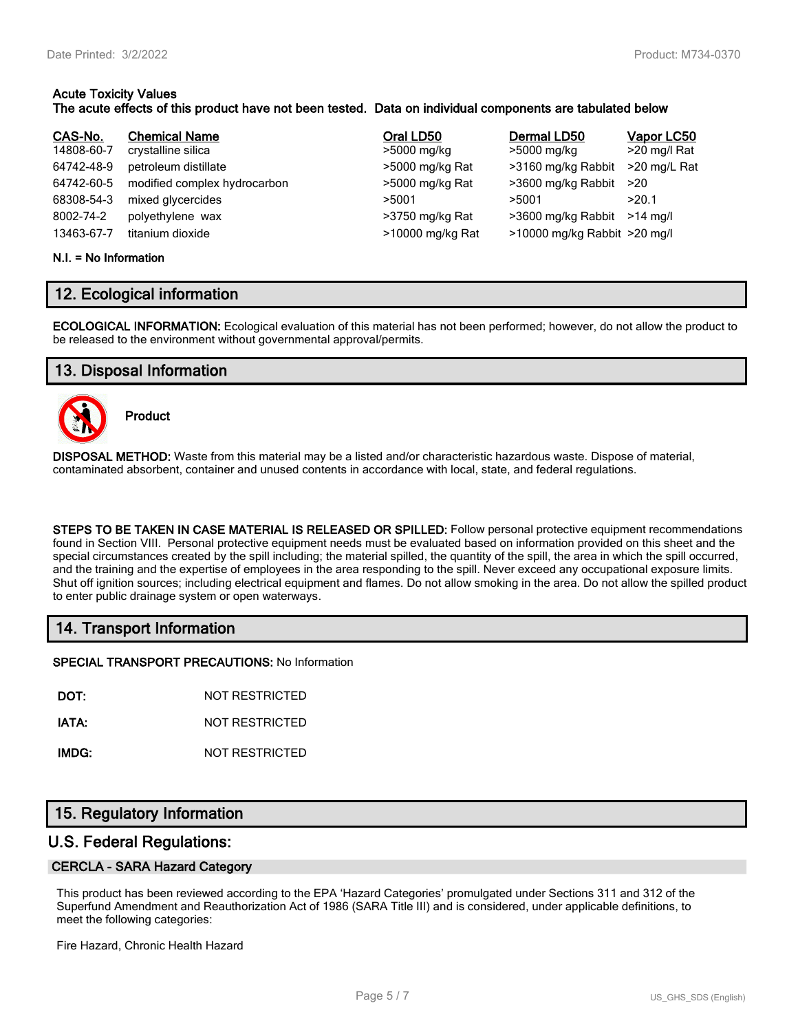**Acute Toxicity Values**
**The acute effects of this product have not been tested. Data on individual components are tabulated below**

| CAS-No. | Chemical Name | Oral LD50 | Dermal LD50 | Vapor LC50 |
|---|---|---|---|---|
| 14808-60-7 | crystalline silica | >5000 mg/kg | >5000 mg/kg | >20 mg/l Rat |
| 64742-48-9 | petroleum distillate | >5000 mg/kg Rat | >3160 mg/kg Rabbit | >20 mg/L Rat |
| 64742-60-5 | modified complex hydrocarbon | >5000 mg/kg Rat | >3600 mg/kg Rabbit | >20 |
| 68308-54-3 | mixed glycercides | >5001 | >5001 | >20.1 |
| 8002-74-2 | polyethylene wax | >3750 mg/kg Rat | >3600 mg/kg Rabbit | >14 mg/l |
| 13463-67-7 | titanium dioxide | >10000 mg/kg Rat | >10000 mg/kg Rabbit | >20 mg/l |

**N.I. = No Information**

## 12. Ecological information

**ECOLOGICAL INFORMATION:** Ecological evaluation of this material has not been performed; however, do not allow the product to be released to the environment without governmental approval/permits.

## 13. Disposal Information

**Product**

**DISPOSAL METHOD:** Waste from this material may be a listed and/or characteristic hazardous waste. Dispose of material, contaminated absorbent, container and unused contents in accordance with local, state, and federal regulations.

**STEPS TO BE TAKEN IN CASE MATERIAL IS RELEASED OR SPILLED:** Follow personal protective equipment recommendations found in Section VIII. Personal protective equipment needs must be evaluated based on information provided on this sheet and the special circumstances created by the spill including; the material spilled, the quantity of the spill, the area in which the spill occurred, and the training and the expertise of employees in the area responding to the spill. Never exceed any occupational exposure limits. Shut off ignition sources; including electrical equipment and flames. Do not allow smoking in the area. Do not allow the spilled product to enter public drainage system or open waterways.

## 14. Transport Information

**SPECIAL TRANSPORT PRECAUTIONS:** No Information

**DOT:** NOT RESTRICTED

**IATA:** NOT RESTRICTED

**IMDG:** NOT RESTRICTED

## 15. Regulatory Information

## U.S. Federal Regulations:

### CERCLA - SARA Hazard Category

This product has been reviewed according to the EPA 'Hazard Categories' promulgated under Sections 311 and 312 of the Superfund Amendment and Reauthorization Act of 1986 (SARA Title III) and is considered, under applicable definitions, to meet the following categories:

Fire Hazard, Chronic Health Hazard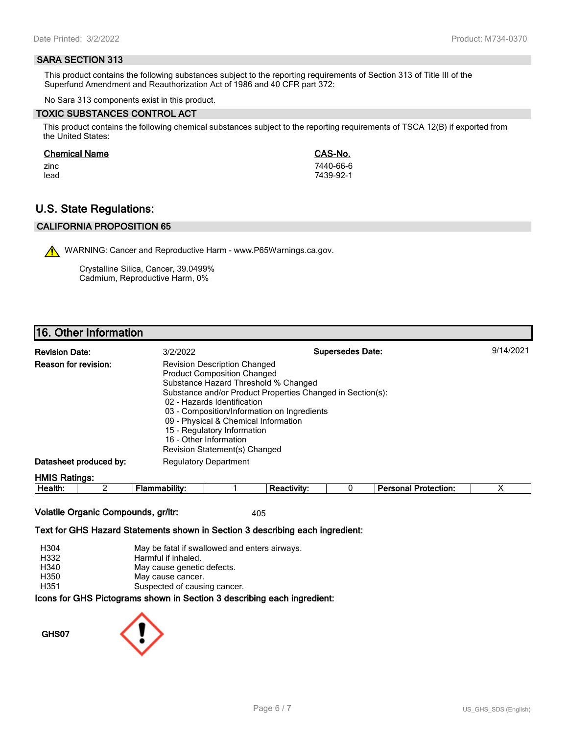### SARA SECTION 313

This product contains the following substances subject to the reporting requirements of Section 313 of Title III of the Superfund Amendment and Reauthorization Act of 1986 and 40 CFR part 372:

No Sara 313 components exist in this product.

### TOXIC SUBSTANCES CONTROL ACT

This product contains the following chemical substances subject to the reporting requirements of TSCA 12(B) if exported from the United States:

| Chemical Name | CAS-No. |
|---|---|
| zinc | 7440-66-6 |
| lead | 7439-92-1 |

## U.S. State Regulations:

### CALIFORNIA PROPOSITION 65

⚠ WARNING: Cancer and Reproductive Harm - www.P65Warnings.ca.gov.

Crystalline Silica, Cancer, 39.0499%
Cadmium, Reproductive Harm, 0%

## 16. Other Information

**Revision Date:** 3/2/2022 **Supersedes Date:** 9/14/2021

**Reason for revision:**
Revision Description Changed
Product Composition Changed
Substance Hazard Threshold % Changed
Substance and/or Product Properties Changed in Section(s):
- 02 - Hazards Identification
- 03 - Composition/Information on Ingredients
- 09 - Physical & Chemical Information
- 15 - Regulatory Information
- 16 - Other Information

Revision Statement(s) Changed

**Datasheet produced by:** Regulatory Department

**HMIS Ratings:**

| Health: | 2 | Flammability: | 1 | Reactivity: | 0 | Personal Protection: | X |
|---|---|---|---|---|---|---|---|

**Volatile Organic Compounds, gr/ltr:** 405

**Text for GHS Hazard Statements shown in Section 3 describing each ingredient:**

| | |
|---|---|
| H304 | May be fatal if swallowed and enters airways. |
| H332 | Harmful if inhaled. |
| H340 | May cause genetic defects. |
| H350 | May cause cancer. |
| H351 | Suspected of causing cancer. |

**Icons for GHS Pictograms shown in Section 3 describing each ingredient:**

GHS07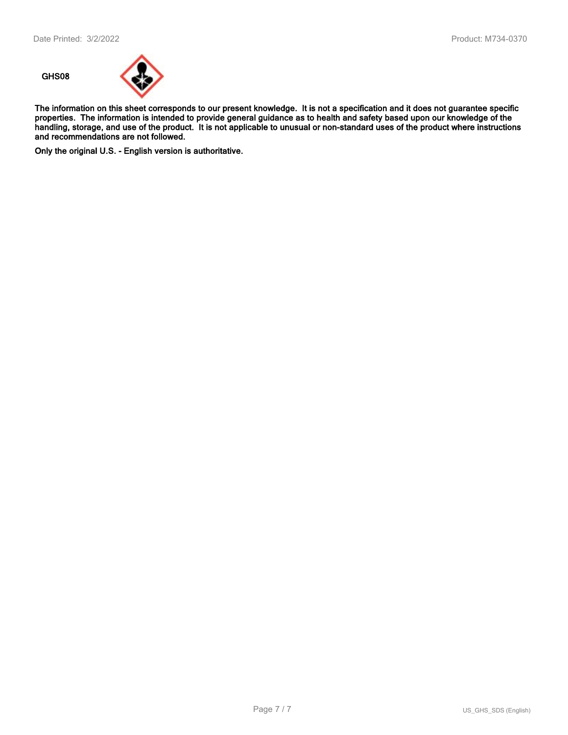**GHS08**

**The information on this sheet corresponds to our present knowledge. It is not a specification and it does not guarantee specific properties. The information is intended to provide general guidance as to health and safety based upon our knowledge of the handling, storage, and use of the product. It is not applicable to unusual or non-standard uses of the product where instructions and recommendations are not followed.**

**Only the original U.S. - English version is authoritative.**